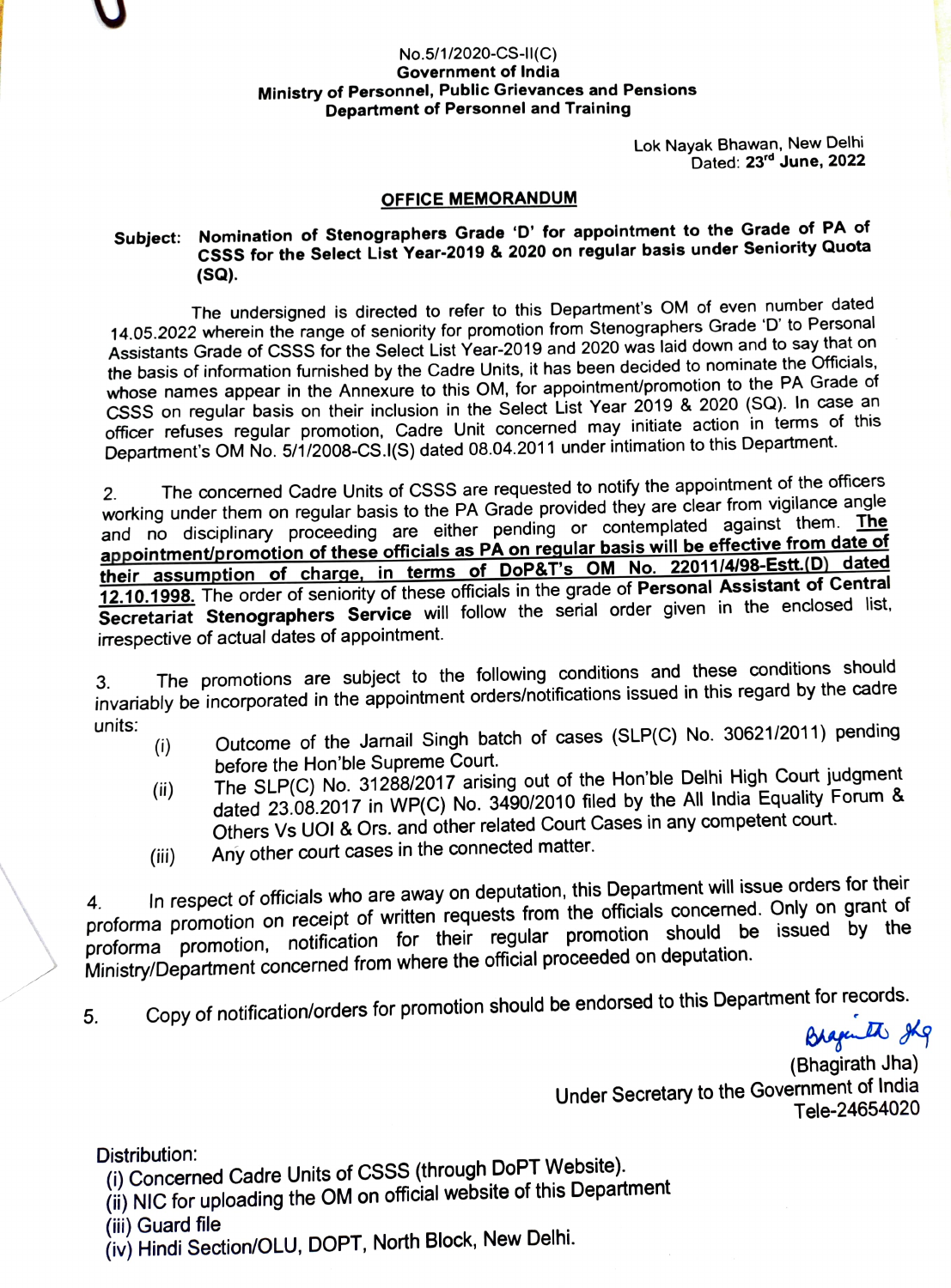No.5/1/2020-CS-II(C)
**Government of India**
**Ministry of Personnel, Public Grievances and Pensions**
**Department of Personnel and Training**

Lok Nayak Bhawan, New Delhi
Dated: **23rd June, 2022**

## OFFICE MEMORANDUM

**Subject: Nomination of Stenographers Grade 'D' for appointment to the Grade of PA of CSSS for the Select List Year-2019 & 2020 on regular basis under Seniority Quota (SQ).**

The undersigned is directed to refer to this Department's OM of even number dated 14.05.2022 wherein the range of seniority for promotion from Stenographers Grade 'D' to Personal Assistants Grade of CSSS for the Select List Year-2019 and 2020 was laid down and to say that on the basis of information furnished by the Cadre Units, it has been decided to nominate the Officials, whose names appear in the Annexure to this OM, for appointment/promotion to the PA Grade of CSSS on regular basis on their inclusion in the Select List Year 2019 & 2020 (SQ). In case an officer refuses regular promotion, Cadre Unit concerned may initiate action in terms of this Department's OM No. 5/1/2008-CS.I(S) dated 08.04.2011 under intimation to this Department.

2. The concerned Cadre Units of CSSS are requested to notify the appointment of the officers working under them on regular basis to the PA Grade provided they are clear from vigilance angle and no disciplinary proceeding are either pending or contemplated against them. **The appointment/promotion of these officials as PA on regular basis will be effective from date of their assumption of charge, in terms of DoP&T's OM No. 22011/4/98-Estt.(D) dated 12.10.1998.** The order of seniority of these officials in the grade of **Personal Assistant of Central Secretariat Stenographers Service** will follow the serial order given in the enclosed list, irrespective of actual dates of appointment.

3. The promotions are subject to the following conditions and these conditions should invariably be incorporated in the appointment orders/notifications issued in this regard by the cadre units:

(i) Outcome of the Jarnail Singh batch of cases (SLP(C) No. 30621/2011) pending before the Hon'ble Supreme Court.

(ii) The SLP(C) No. 31288/2017 arising out of the Hon'ble Delhi High Court judgment dated 23.08.2017 in WP(C) No. 3490/2010 filed by the All India Equality Forum & Others Vs UOI & Ors. and other related Court Cases in any competent court.

(iii) Any other court cases in the connected matter.

4. In respect of officials who are away on deputation, this Department will issue orders for their proforma promotion on receipt of written requests from the officials concerned. Only on grant of proforma promotion, notification for their regular promotion should be issued by the Ministry/Department concerned from where the official proceeded on deputation.

5. Copy of notification/orders for promotion should be endorsed to this Department for records.

(Bhagirath Jha)
Under Secretary to the Government of India
Tele-24654020

Distribution:
(i) Concerned Cadre Units of CSSS (through DoPT Website).
(ii) NIC for uploading the OM on official website of this Department
(iii) Guard file
(iv) Hindi Section/OLU, DOPT, North Block, New Delhi.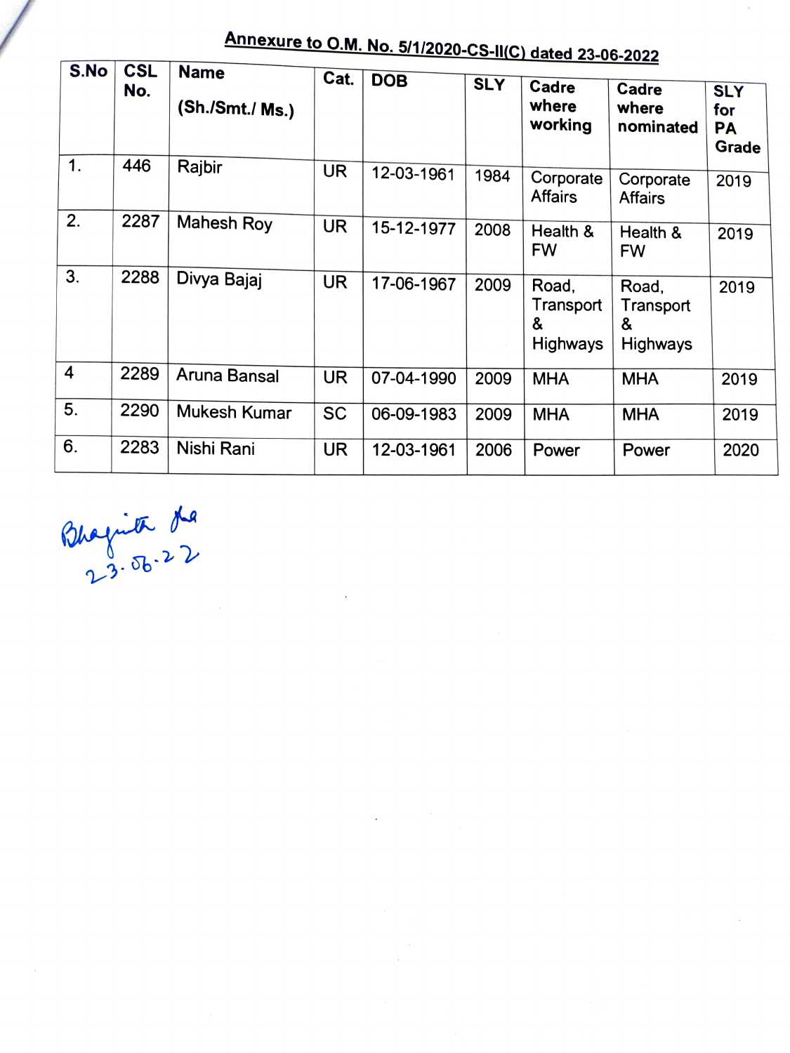**Annexure to O.M. No. 5/1/2020-CS-II(C) dated 23-06-2022**

| S.No | CSL No. | Name (Sh./Smt./ Ms.) | Cat. | DOB | SLY | Cadre where working | Cadre where nominated | SLY for PA Grade |
|---|---|---|---|---|---|---|---|---|
| 1. | 446 | Rajbir | UR | 12-03-1961 | 1984 | Corporate Affairs | Corporate Affairs | 2019 |
| 2. | 2287 | Mahesh Roy | UR | 15-12-1977 | 2008 | Health & FW | Health & FW | 2019 |
| 3. | 2288 | Divya Bajaj | UR | 17-06-1967 | 2009 | Road, Transport & Highways | Road, Transport & Highways | 2019 |
| 4 | 2289 | Aruna Bansal | UR | 07-04-1990 | 2009 | MHA | MHA | 2019 |
| 5. | 2290 | Mukesh Kumar | SC | 06-09-1983 | 2009 | MHA | MHA | 2019 |
| 6. | 2283 | Nishi Rani | UR | 12-03-1961 | 2006 | Power | Power | 2020 |

Bhagirath Jha
23.06.22